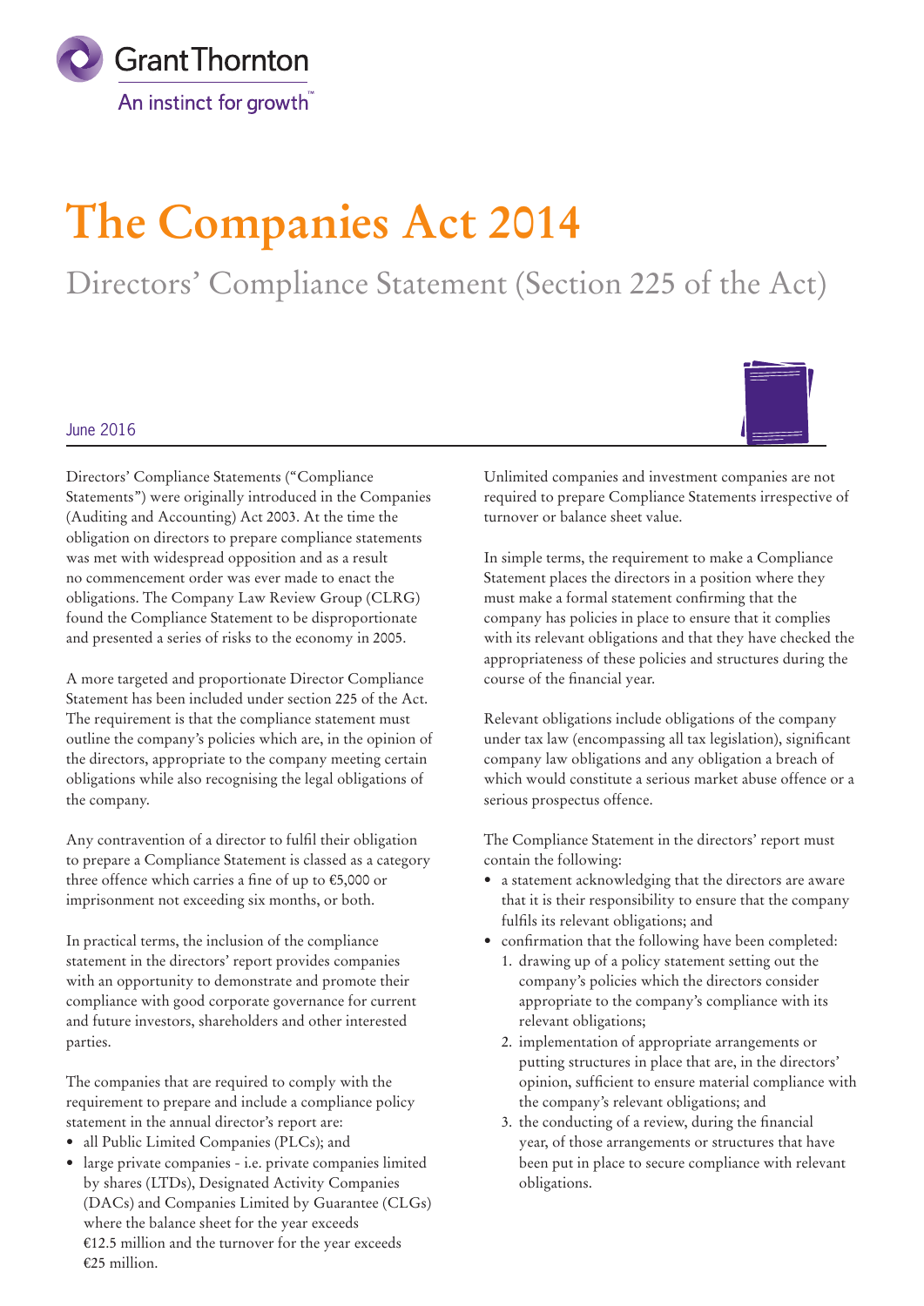Grant Thornton

An instinct for growth™

# The Companies Act 2014

## Directors' Compliance Statement (Section 225 of the Act)

June 2016

Directors' Compliance Statements ("Compliance Statements") were originally introduced in the Companies (Auditing and Accounting) Act 2003. At the time the obligation on directors to prepare compliance statements was met with widespread opposition and as a result no commencement order was ever made to enact the obligations. The Company Law Review Group (CLRG) found the Compliance Statement to be disproportionate and presented a series of risks to the economy in 2005.

A more targeted and proportionate Director Compliance Statement has been included under section 225 of the Act. The requirement is that the compliance statement must outline the company's policies which are, in the opinion of the directors, appropriate to the company meeting certain obligations while also recognising the legal obligations of the company.

Any contravention of a director to fulfil their obligation to prepare a Compliance Statement is classed as a category three offence which carries a fine of up to €5,000 or imprisonment not exceeding six months, or both.

In practical terms, the inclusion of the compliance statement in the directors' report provides companies with an opportunity to demonstrate and promote their compliance with good corporate governance for current and future investors, shareholders and other interested parties.

The companies that are required to comply with the requirement to prepare and include a compliance policy statement in the annual director's report are:

- all Public Limited Companies (PLCs); and
- large private companies - i.e. private companies limited by shares (LTDs), Designated Activity Companies (DACs) and Companies Limited by Guarantee (CLGs) where the balance sheet for the year exceeds €12.5 million and the turnover for the year exceeds €25 million.

Unlimited companies and investment companies are not required to prepare Compliance Statements irrespective of turnover or balance sheet value.

In simple terms, the requirement to make a Compliance Statement places the directors in a position where they must make a formal statement confirming that the company has policies in place to ensure that it complies with its relevant obligations and that they have checked the appropriateness of these policies and structures during the course of the financial year.

Relevant obligations include obligations of the company under tax law (encompassing all tax legislation), significant company law obligations and any obligation a breach of which would constitute a serious market abuse offence or a serious prospectus offence.

The Compliance Statement in the directors' report must contain the following:

- a statement acknowledging that the directors are aware that it is their responsibility to ensure that the company fulfils its relevant obligations; and
- confirmation that the following have been completed:
  1. drawing up of a policy statement setting out the company's policies which the directors consider appropriate to the company's compliance with its relevant obligations;
  2. implementation of appropriate arrangements or putting structures in place that are, in the directors' opinion, sufficient to ensure material compliance with the company's relevant obligations; and
  3. the conducting of a review, during the financial year, of those arrangements or structures that have been put in place to secure compliance with relevant obligations.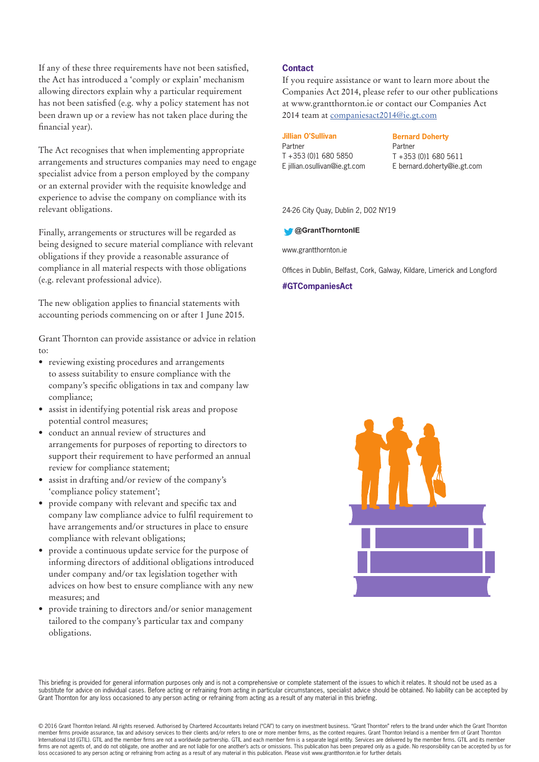If any of these three requirements have not been satisfied, the Act has introduced a 'comply or explain' mechanism allowing directors explain why a particular requirement has not been satisfied (e.g. why a policy statement has not been drawn up or a review has not taken place during the financial year).

The Act recognises that when implementing appropriate arrangements and structures companies may need to engage specialist advice from a person employed by the company or an external provider with the requisite knowledge and experience to advise the company on compliance with its relevant obligations.

Finally, arrangements or structures will be regarded as being designed to secure material compliance with relevant obligations if they provide a reasonable assurance of compliance in all material respects with those obligations (e.g. relevant professional advice).

The new obligation applies to financial statements with accounting periods commencing on or after 1 June 2015.

Grant Thornton can provide assistance or advice in relation to:

- reviewing existing procedures and arrangements to assess suitability to ensure compliance with the company's specific obligations in tax and company law compliance;
- assist in identifying potential risk areas and propose potential control measures;
- conduct an annual review of structures and arrangements for purposes of reporting to directors to support their requirement to have performed an annual review for compliance statement;
- assist in drafting and/or review of the company's 'compliance policy statement';
- provide company with relevant and specific tax and company law compliance advice to fulfil requirement to have arrangements and/or structures in place to ensure compliance with relevant obligations;
- provide a continuous update service for the purpose of informing directors of additional obligations introduced under company and/or tax legislation together with advices on how best to ensure compliance with any new measures; and
- provide training to directors and/or senior management tailored to the company's particular tax and company obligations.

## Contact

If you require assistance or want to learn more about the Companies Act 2014, please refer to our other publications at www.grantthornton.ie or contact our Companies Act 2014 team at companiesact2014@ie.gt.com

**Jillian O'Sullivan**
Partner
T +353 (0)1 680 5850
E jillian.osullivan@ie.gt.com

**Bernard Doherty**
Partner
T +353 (0)1 680 5611
E bernard.doherty@ie.gt.com

24-26 City Quay, Dublin 2, D02 NY19

@GrantThorntonIE

www.grantthornton.ie

Offices in Dublin, Belfast, Cork, Galway, Kildare, Limerick and Longford

**#GTCompaniesAct**

This briefing is provided for general information purposes only and is not a comprehensive or complete statement of the issues to which it relates. It should not be used as a substitute for advice on individual cases. Before acting or refraining from acting in particular circumstances, specialist advice should be obtained. No liability can be accepted by Grant Thornton for any loss occasioned to any person acting or refraining from acting as a result of any material in this briefing.

© 2016 Grant Thornton Ireland. All rights reserved. Authorised by Chartered Accountants Ireland ("CAI") to carry on investment business. "Grant Thornton" refers to the brand under which the Grant Thornton member firms provide assurance, tax and advisory services to their clients and/or refers to one or more member firms, as the context requires. Grant Thornton Ireland is a member firm of Grant Thornton International Ltd (GTIL). GTIL and the member firms are not a worldwide partnership. GTIL and each member firm is a separate legal entity. Services are delivered by the member firms. GTIL and its member firms are not agents of, and do not obligate, one another and are not liable for one another's acts or omissions. This publication has been prepared only as a guide. No responsibility can be accepted by us for loss occasioned to any person acting or refraining from acting as a result of any material in this publication. Please visit www.grantthornton.ie for further details